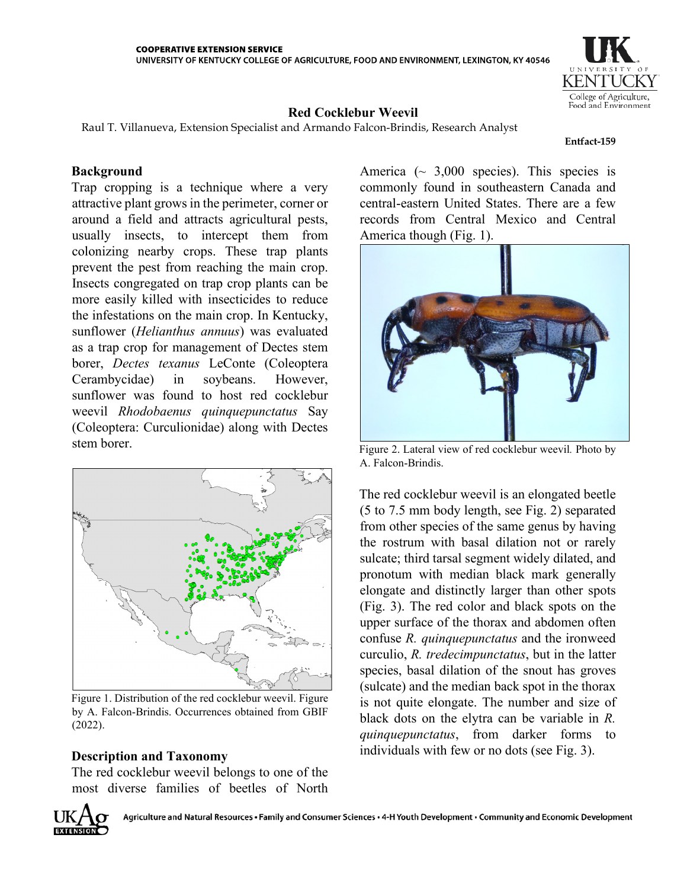COOPERATIVE EXTENSION SERVICE
UNIVERSITY OF KENTUCKY COLLEGE OF AGRICULTURE, FOOD AND ENVIRONMENT, LEXINGTON, KY 40546

# Red Cocklebur Weevil

Raul T. Villanueva, Extension Specialist and Armando Falcon-Brindis, Research Analyst

**Entfact-159**

## Background

Trap cropping is a technique where a very attractive plant grows in the perimeter, corner or around a field and attracts agricultural pests, usually insects, to intercept them from colonizing nearby crops. These trap plants prevent the pest from reaching the main crop. Insects congregated on trap crop plants can be more easily killed with insecticides to reduce the infestations on the main crop. In Kentucky, sunflower (*Helianthus annuus*) was evaluated as a trap crop for management of Dectes stem borer, *Dectes texanus* LeConte (Coleoptera Cerambycidae) in soybeans. However, sunflower was found to host red cocklebur weevil *Rhodobaenus quinquepunctatus* Say (Coleoptera: Curculionidae) along with Dectes stem borer.

Figure 1. Distribution of the red cocklebur weevil. Figure by A. Falcon-Brindis. Occurrences obtained from GBIF (2022).

## Description and Taxonomy

The red cocklebur weevil belongs to one of the most diverse families of beetles of North America (~ 3,000 species). This species is commonly found in southeastern Canada and central-eastern United States. There are a few records from Central Mexico and Central America though (Fig. 1).

Figure 2. Lateral view of red cocklebur weevil. Photo by A. Falcon-Brindis.

The red cocklebur weevil is an elongated beetle (5 to 7.5 mm body length, see Fig. 2) separated from other species of the same genus by having the rostrum with basal dilation not or rarely sulcate; third tarsal segment widely dilated, and pronotum with median black mark generally elongate and distinctly larger than other spots (Fig. 3). The red color and black spots on the upper surface of the thorax and abdomen often confuse *R. quinquepunctatus* and the ironweed curculio, *R. tredecimpunctatus*, but in the latter species, basal dilation of the snout has groves (sulcate) and the median back spot in the thorax is not quite elongate. The number and size of black dots on the elytra can be variable in *R. quinquepunctatus*, from darker forms to individuals with few or no dots (see Fig. 3).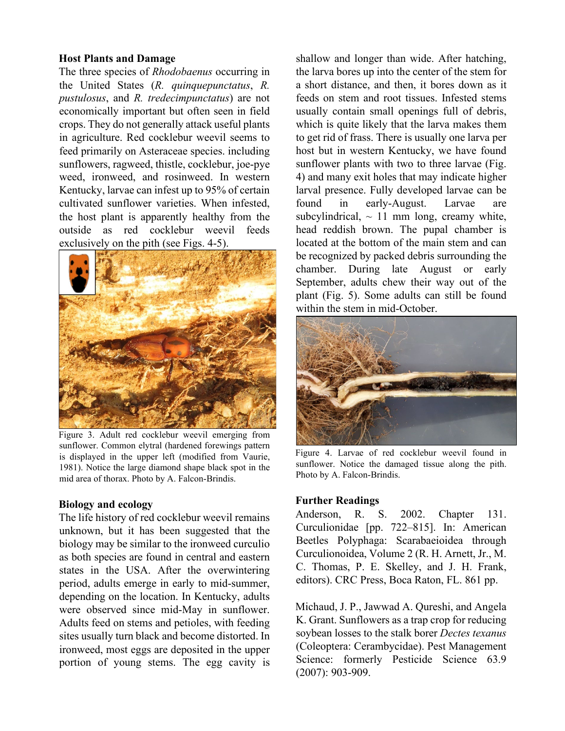## Host Plants and Damage

The three species of *Rhodobaenus* occurring in the United States (*R. quinquepunctatus*, *R. pustulosus*, and *R. tredecimpunctatus*) are not economically important but often seen in field crops. They do not generally attack useful plants in agriculture. Red cocklebur weevil seems to feed primarily on Asteraceae species. including sunflowers, ragweed, thistle, cocklebur, joe-pye weed, ironweed, and rosinweed. In western Kentucky, larvae can infest up to 95% of certain cultivated sunflower varieties. When infested, the host plant is apparently healthy from the outside as red cocklebur weevil feeds exclusively on the pith (see Figs. 4-5).

Figure 3. Adult red cocklebur weevil emerging from sunflower. Common elytral (hardened forewings pattern is displayed in the upper left (modified from Vaurie, 1981). Notice the large diamond shape black spot in the mid area of thorax. Photo by A. Falcon-Brindis.

## Biology and ecology

The life history of red cocklebur weevil remains unknown, but it has been suggested that the biology may be similar to the ironweed curculio as both species are found in central and eastern states in the USA. After the overwintering period, adults emerge in early to mid-summer, depending on the location. In Kentucky, adults were observed since mid-May in sunflower. Adults feed on stems and petioles, with feeding sites usually turn black and become distorted. In ironweed, most eggs are deposited in the upper portion of young stems. The egg cavity is shallow and longer than wide. After hatching, the larva bores up into the center of the stem for a short distance, and then, it bores down as it feeds on stem and root tissues. Infested stems usually contain small openings full of debris, which is quite likely that the larva makes them to get rid of frass. There is usually one larva per host but in western Kentucky, we have found sunflower plants with two to three larvae (Fig. 4) and many exit holes that may indicate higher larval presence. Fully developed larvae can be found in early-August. Larvae are subcylindrical, ~ 11 mm long, creamy white, head reddish brown. The pupal chamber is located at the bottom of the main stem and can be recognized by packed debris surrounding the chamber. During late August or early September, adults chew their way out of the plant (Fig. 5). Some adults can still be found within the stem in mid-October.

Figure 4. Larvae of red cocklebur weevil found in sunflower. Notice the damaged tissue along the pith. Photo by A. Falcon-Brindis.

## Further Readings

Anderson, R. S. 2002. Chapter 131. Curculionidae [pp. 722–815]. In: American Beetles Polyphaga: Scarabaeioidea through Curculionoidea, Volume 2 (R. H. Arnett, Jr., M. C. Thomas, P. E. Skelley, and J. H. Frank, editors). CRC Press, Boca Raton, FL. 861 pp.

Michaud, J. P., Jawwad A. Qureshi, and Angela K. Grant. Sunflowers as a trap crop for reducing soybean losses to the stalk borer *Dectes texanus* (Coleoptera: Cerambycidae). Pest Management Science: formerly Pesticide Science 63.9 (2007): 903-909.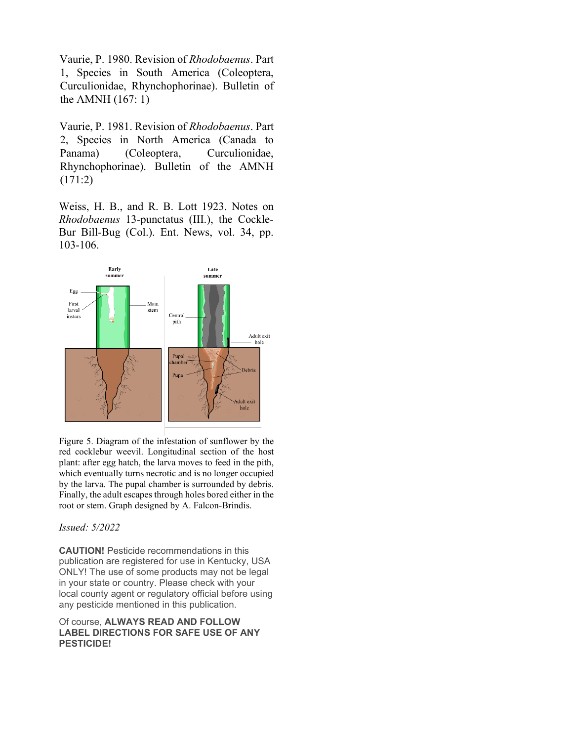Vaurie, P. 1980. Revision of *Rhodobaenus*. Part 1, Species in South America (Coleoptera, Curculionidae, Rhynchophorinae). Bulletin of the AMNH (167: 1)

Vaurie, P. 1981. Revision of *Rhodobaenus*. Part 2, Species in North America (Canada to Panama) (Coleoptera, Curculionidae, Rhynchophorinae). Bulletin of the AMNH (171:2)

Weiss, H. B., and R. B. Lott 1923. Notes on *Rhodobaenus* 13-punctatus (Ill.), the Cockle-Bur Bill-Bug (Col.). Ent. News, vol. 34, pp. 103-106.

Early summer

Egg

First larval instars

Main stem

Late summer

Central pith

Adult exit hole

Pupal chamber

Pupa

Debris

Adult exit hole

Figure 5. Diagram of the infestation of sunflower by the red cocklebur weevil. Longitudinal section of the host plant: after egg hatch, the larva moves to feed in the pith, which eventually turns necrotic and is no longer occupied by the larva. The pupal chamber is surrounded by debris. Finally, the adult escapes through holes bored either in the root or stem. Graph designed by A. Falcon-Brindis.

*Issued: 5/2022*

**CAUTION!** Pesticide recommendations in this publication are registered for use in Kentucky, USA ONLY! The use of some products may not be legal in your state or country. Please check with your local county agent or regulatory official before using any pesticide mentioned in this publication.

Of course, **ALWAYS READ AND FOLLOW LABEL DIRECTIONS FOR SAFE USE OF ANY PESTICIDE!**